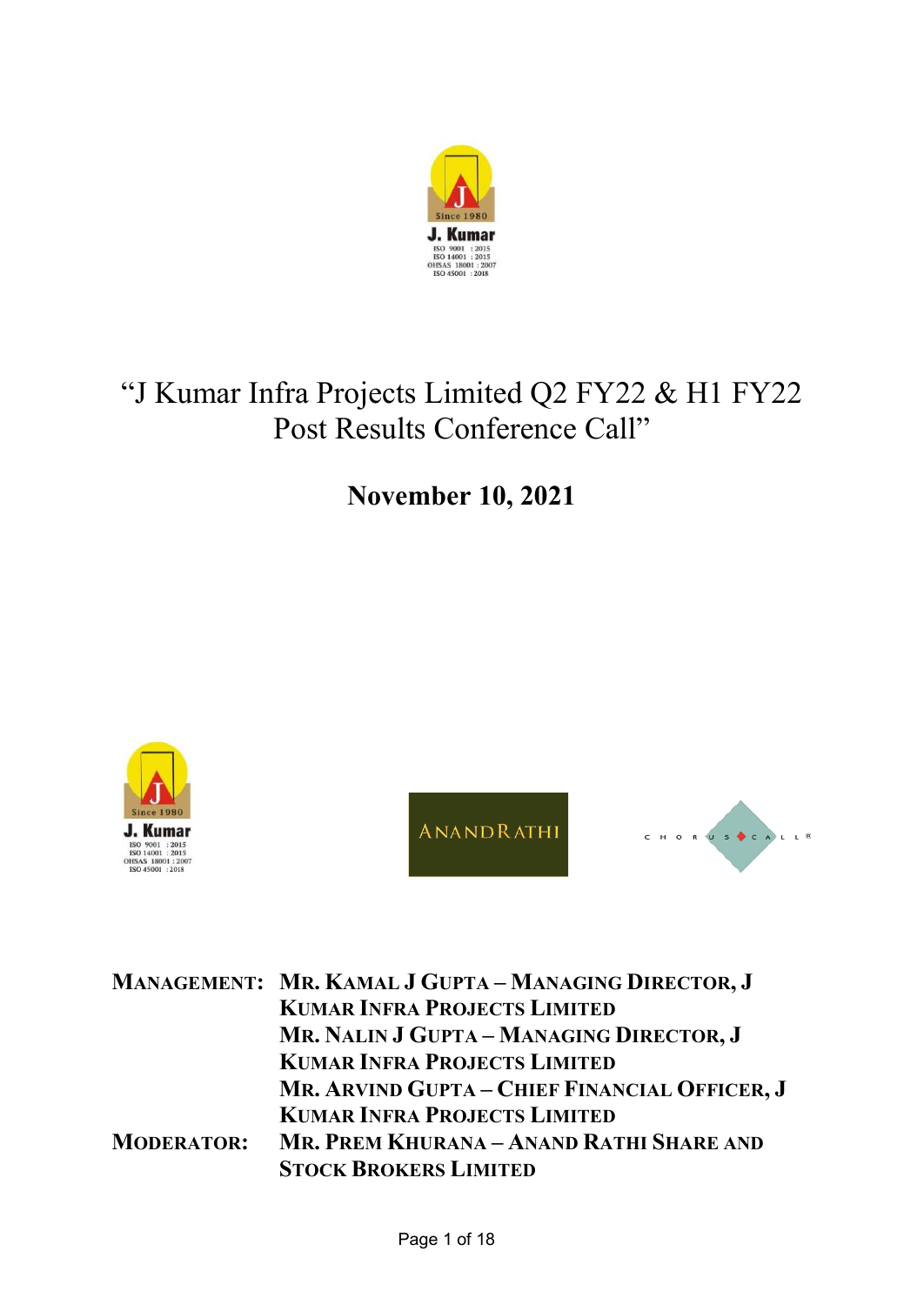# "J Kumar Infra Projects Limited Q2 FY22 & H1 FY22 Post Results Conference Call"

## November 10, 2021

| | |
|---|---|
| **MANAGEMENT:** | **MR. KAMAL J GUPTA – MANAGING DIRECTOR, J KUMAR INFRA PROJECTS LIMITED** |
| | **MR. NALIN J GUPTA – MANAGING DIRECTOR, J KUMAR INFRA PROJECTS LIMITED** |
| | **MR. ARVIND GUPTA – CHIEF FINANCIAL OFFICER, J KUMAR INFRA PROJECTS LIMITED** |
| **MODERATOR:** | **MR. PREM KHURANA – ANAND RATHI SHARE AND STOCK BROKERS LIMITED** |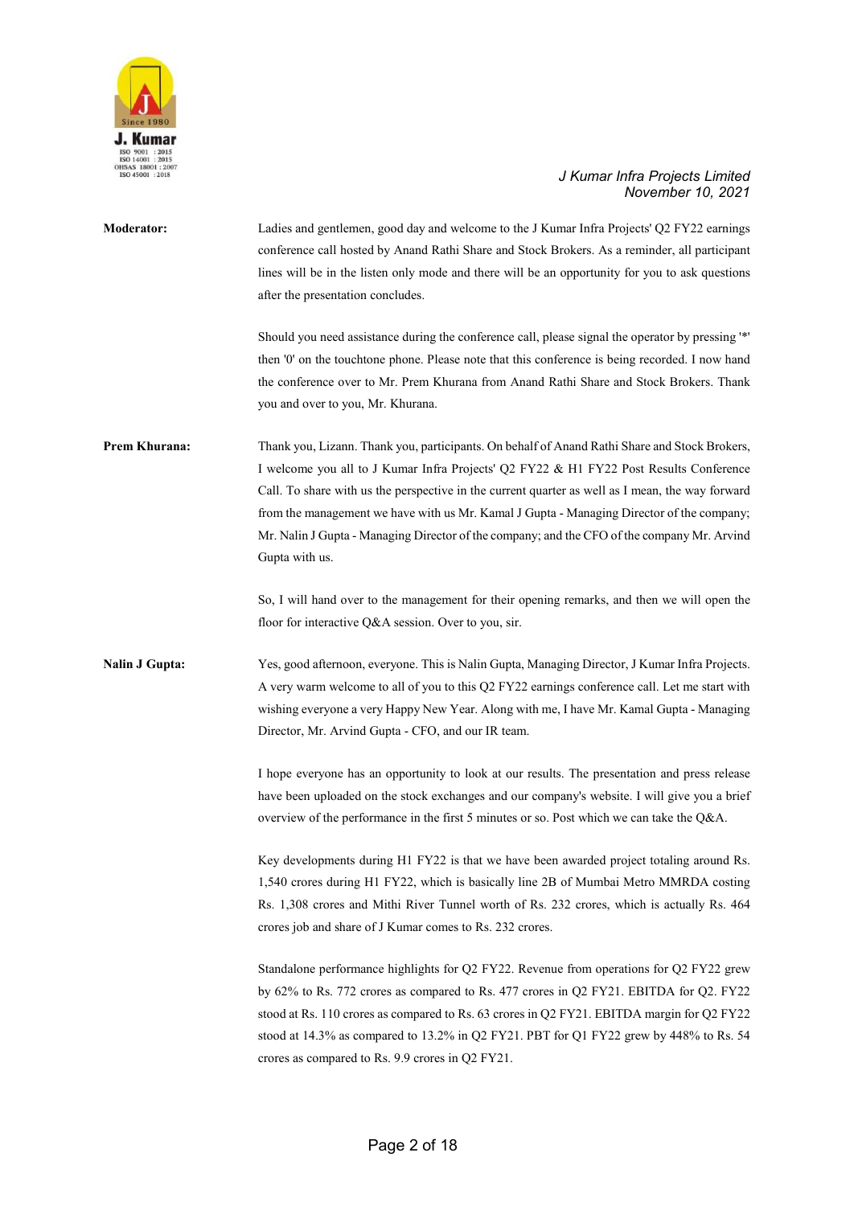**Moderator:** Ladies and gentlemen, good day and welcome to the J Kumar Infra Projects' Q2 FY22 earnings conference call hosted by Anand Rathi Share and Stock Brokers. As a reminder, all participant lines will be in the listen only mode and there will be an opportunity for you to ask questions after the presentation concludes.

Should you need assistance during the conference call, please signal the operator by pressing '*' then '0' on the touchtone phone. Please note that this conference is being recorded. I now hand the conference over to Mr. Prem Khurana from Anand Rathi Share and Stock Brokers. Thank you and over to you, Mr. Khurana.

**Prem Khurana:** Thank you, Lizann. Thank you, participants. On behalf of Anand Rathi Share and Stock Brokers, I welcome you all to J Kumar Infra Projects' Q2 FY22 & H1 FY22 Post Results Conference Call. To share with us the perspective in the current quarter as well as I mean, the way forward from the management we have with us Mr. Kamal J Gupta - Managing Director of the company; Mr. Nalin J Gupta - Managing Director of the company; and the CFO of the company Mr. Arvind Gupta with us.

So, I will hand over to the management for their opening remarks, and then we will open the floor for interactive Q&A session. Over to you, sir.

**Nalin J Gupta:** Yes, good afternoon, everyone. This is Nalin Gupta, Managing Director, J Kumar Infra Projects. A very warm welcome to all of you to this Q2 FY22 earnings conference call. Let me start with wishing everyone a very Happy New Year. Along with me, I have Mr. Kamal Gupta - Managing Director, Mr. Arvind Gupta - CFO, and our IR team.

I hope everyone has an opportunity to look at our results. The presentation and press release have been uploaded on the stock exchanges and our company's website. I will give you a brief overview of the performance in the first 5 minutes or so. Post which we can take the Q&A.

Key developments during H1 FY22 is that we have been awarded project totaling around Rs. 1,540 crores during H1 FY22, which is basically line 2B of Mumbai Metro MMRDA costing Rs. 1,308 crores and Mithi River Tunnel worth of Rs. 232 crores, which is actually Rs. 464 crores job and share of J Kumar comes to Rs. 232 crores.

Standalone performance highlights for Q2 FY22. Revenue from operations for Q2 FY22 grew by 62% to Rs. 772 crores as compared to Rs. 477 crores in Q2 FY21. EBITDA for Q2. FY22 stood at Rs. 110 crores as compared to Rs. 63 crores in Q2 FY21. EBITDA margin for Q2 FY22 stood at 14.3% as compared to 13.2% in Q2 FY21. PBT for Q1 FY22 grew by 448% to Rs. 54 crores as compared to Rs. 9.9 crores in Q2 FY21.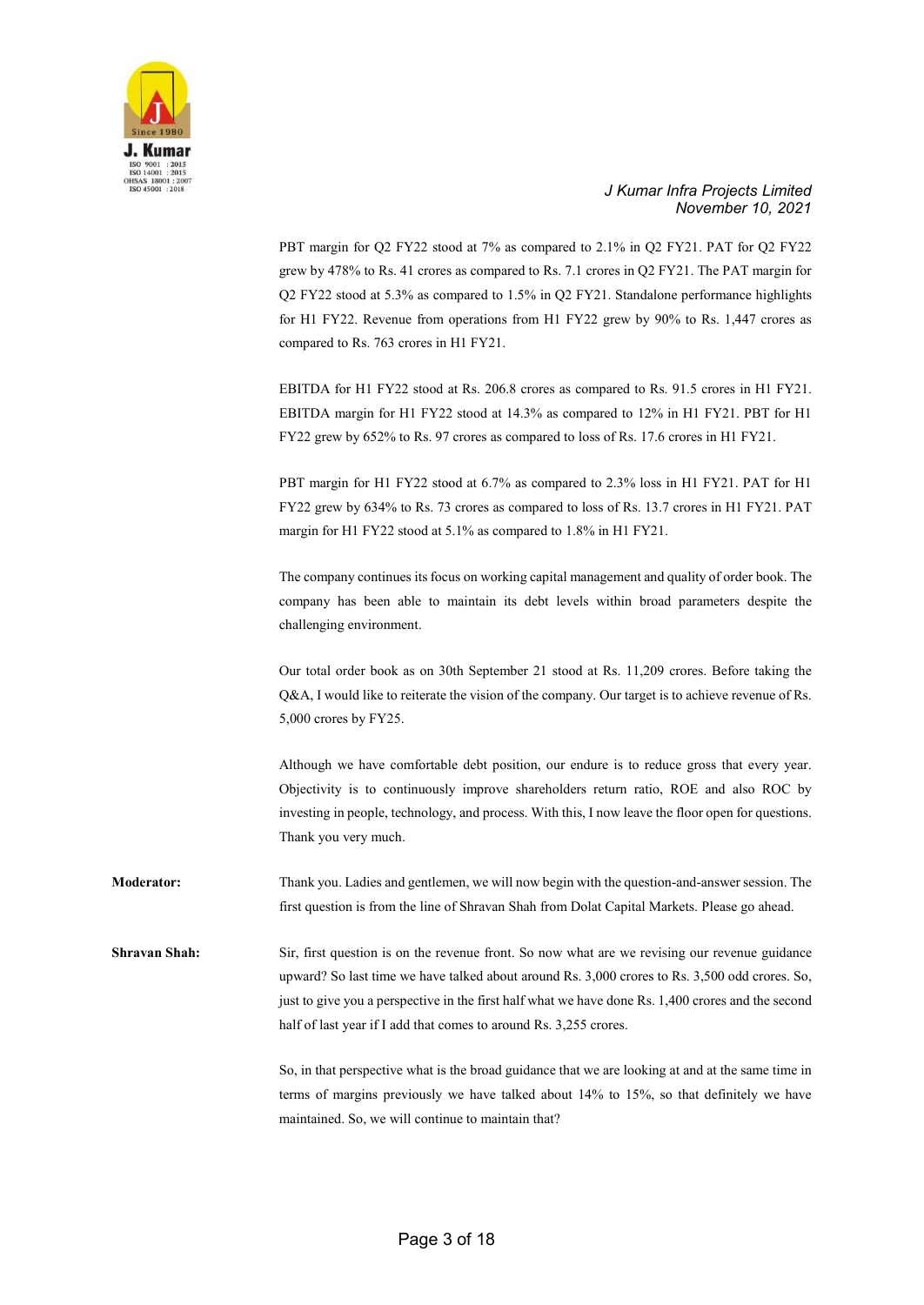PBT margin for Q2 FY22 stood at 7% as compared to 2.1% in Q2 FY21. PAT for Q2 FY22 grew by 478% to Rs. 41 crores as compared to Rs. 7.1 crores in Q2 FY21. The PAT margin for Q2 FY22 stood at 5.3% as compared to 1.5% in Q2 FY21. Standalone performance highlights for H1 FY22. Revenue from operations from H1 FY22 grew by 90% to Rs. 1,447 crores as compared to Rs. 763 crores in H1 FY21.

EBITDA for H1 FY22 stood at Rs. 206.8 crores as compared to Rs. 91.5 crores in H1 FY21. EBITDA margin for H1 FY22 stood at 14.3% as compared to 12% in H1 FY21. PBT for H1 FY22 grew by 652% to Rs. 97 crores as compared to loss of Rs. 17.6 crores in H1 FY21.

PBT margin for H1 FY22 stood at 6.7% as compared to 2.3% loss in H1 FY21. PAT for H1 FY22 grew by 634% to Rs. 73 crores as compared to loss of Rs. 13.7 crores in H1 FY21. PAT margin for H1 FY22 stood at 5.1% as compared to 1.8% in H1 FY21.

The company continues its focus on working capital management and quality of order book. The company has been able to maintain its debt levels within broad parameters despite the challenging environment.

Our total order book as on 30th September 21 stood at Rs. 11,209 crores. Before taking the Q&A, I would like to reiterate the vision of the company. Our target is to achieve revenue of Rs. 5,000 crores by FY25.

Although we have comfortable debt position, our endure is to reduce gross that every year. Objectivity is to continuously improve shareholders return ratio, ROE and also ROC by investing in people, technology, and process. With this, I now leave the floor open for questions. Thank you very much.

**Moderator:** Thank you. Ladies and gentlemen, we will now begin with the question-and-answer session. The first question is from the line of Shravan Shah from Dolat Capital Markets. Please go ahead.

**Shravan Shah:** Sir, first question is on the revenue front. So now what are we revising our revenue guidance upward? So last time we have talked about around Rs. 3,000 crores to Rs. 3,500 odd crores. So, just to give you a perspective in the first half what we have done Rs. 1,400 crores and the second half of last year if I add that comes to around Rs. 3,255 crores.

So, in that perspective what is the broad guidance that we are looking at and at the same time in terms of margins previously we have talked about 14% to 15%, so that definitely we have maintained. So, we will continue to maintain that?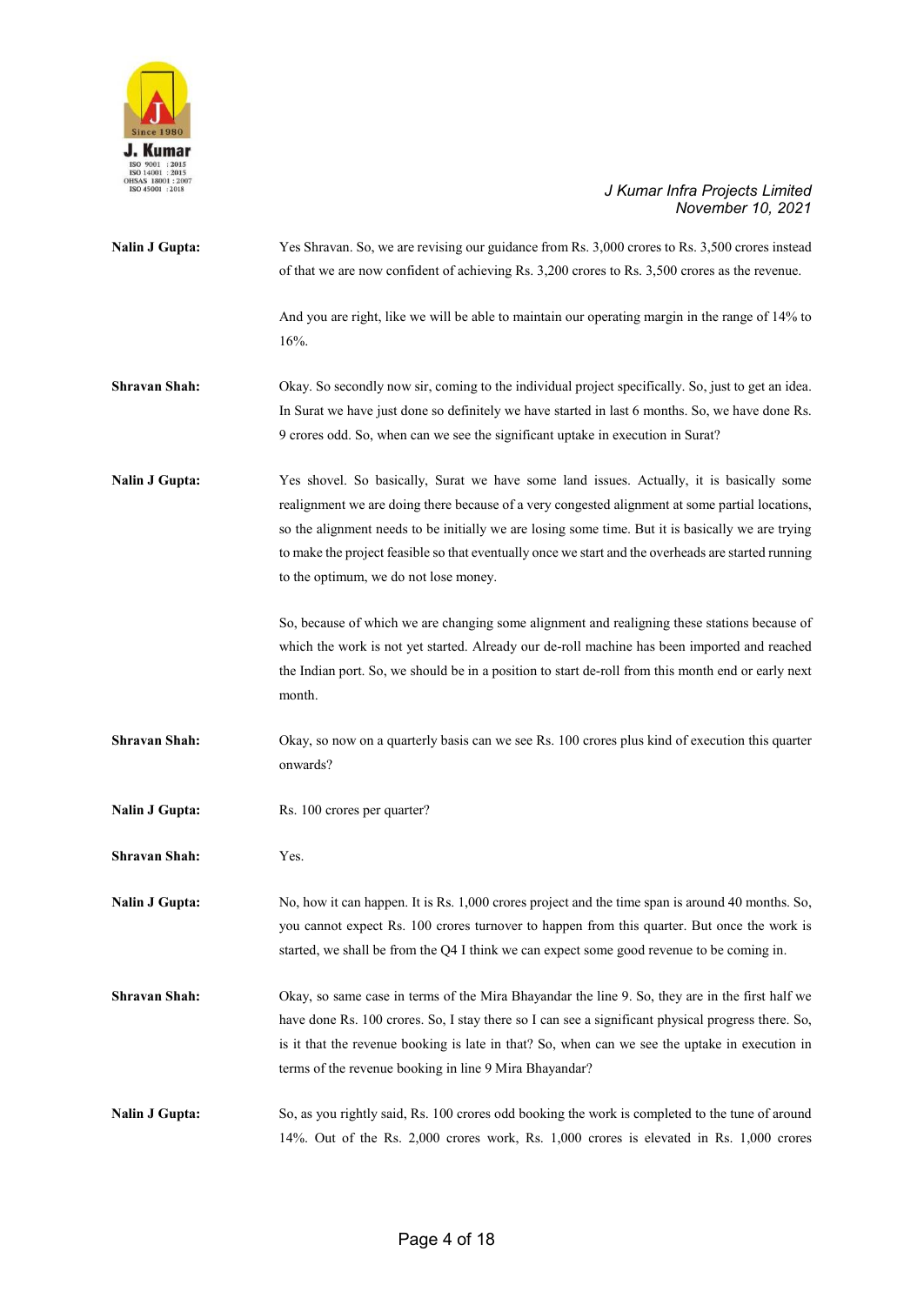**Nalin J Gupta:** Yes Shravan. So, we are revising our guidance from Rs. 3,000 crores to Rs. 3,500 crores instead of that we are now confident of achieving Rs. 3,200 crores to Rs. 3,500 crores as the revenue.

And you are right, like we will be able to maintain our operating margin in the range of 14% to 16%.

**Shravan Shah:** Okay. So secondly now sir, coming to the individual project specifically. So, just to get an idea. In Surat we have just done so definitely we have started in last 6 months. So, we have done Rs. 9 crores odd. So, when can we see the significant uptake in execution in Surat?

**Nalin J Gupta:** Yes shovel. So basically, Surat we have some land issues. Actually, it is basically some realignment we are doing there because of a very congested alignment at some partial locations, so the alignment needs to be initially we are losing some time. But it is basically we are trying to make the project feasible so that eventually once we start and the overheads are started running to the optimum, we do not lose money.

So, because of which we are changing some alignment and realigning these stations because of which the work is not yet started. Already our de-roll machine has been imported and reached the Indian port. So, we should be in a position to start de-roll from this month end or early next month.

**Shravan Shah:** Okay, so now on a quarterly basis can we see Rs. 100 crores plus kind of execution this quarter onwards?

**Nalin J Gupta:** Rs. 100 crores per quarter?

**Shravan Shah:** Yes.

**Nalin J Gupta:** No, how it can happen. It is Rs. 1,000 crores project and the time span is around 40 months. So, you cannot expect Rs. 100 crores turnover to happen from this quarter. But once the work is started, we shall be from the Q4 I think we can expect some good revenue to be coming in.

**Shravan Shah:** Okay, so same case in terms of the Mira Bhayandar the line 9. So, they are in the first half we have done Rs. 100 crores. So, I stay there so I can see a significant physical progress there. So, is it that the revenue booking is late in that? So, when can we see the uptake in execution in terms of the revenue booking in line 9 Mira Bhayandar?

**Nalin J Gupta:** So, as you rightly said, Rs. 100 crores odd booking the work is completed to the tune of around 14%. Out of the Rs. 2,000 crores work, Rs. 1,000 crores is elevated in Rs. 1,000 crores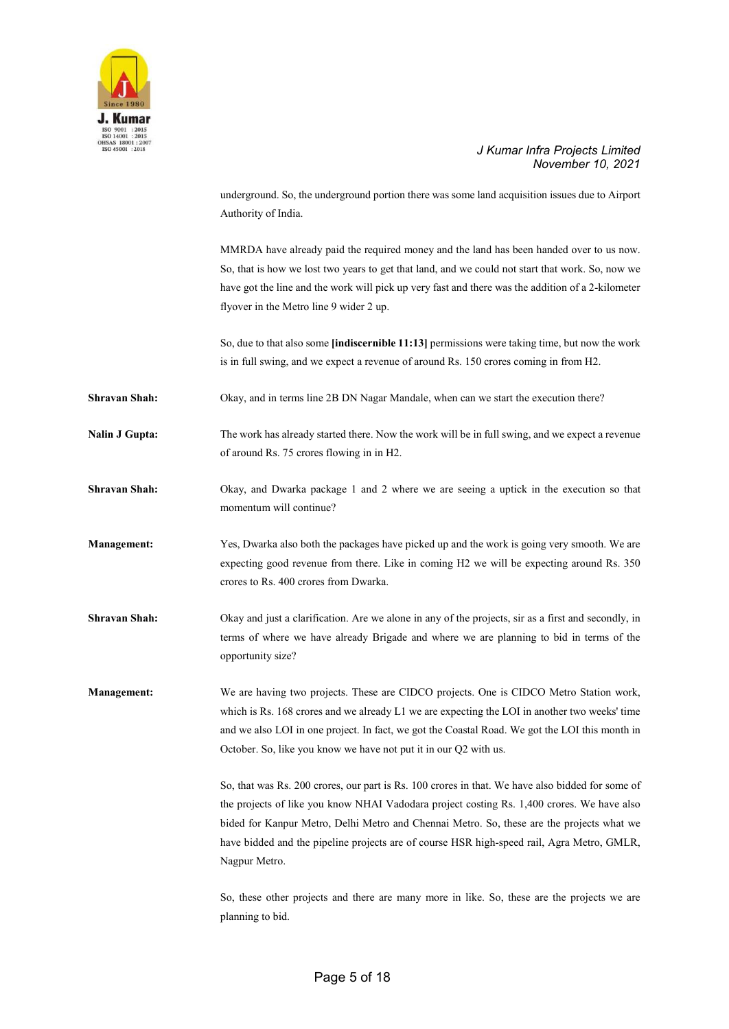underground. So, the underground portion there was some land acquisition issues due to Airport Authority of India.

MMRDA have already paid the required money and the land has been handed over to us now. So, that is how we lost two years to get that land, and we could not start that work. So, now we have got the line and the work will pick up very fast and there was the addition of a 2-kilometer flyover in the Metro line 9 wider 2 up.

So, due to that also some **[indiscernible 11:13]** permissions were taking time, but now the work is in full swing, and we expect a revenue of around Rs. 150 crores coming in from H2.

**Shravan Shah:** Okay, and in terms line 2B DN Nagar Mandale, when can we start the execution there?

**Nalin J Gupta:** The work has already started there. Now the work will be in full swing, and we expect a revenue of around Rs. 75 crores flowing in in H2.

**Shravan Shah:** Okay, and Dwarka package 1 and 2 where we are seeing a uptick in the execution so that momentum will continue?

**Management:** Yes, Dwarka also both the packages have picked up and the work is going very smooth. We are expecting good revenue from there. Like in coming H2 we will be expecting around Rs. 350 crores to Rs. 400 crores from Dwarka.

**Shravan Shah:** Okay and just a clarification. Are we alone in any of the projects, sir as a first and secondly, in terms of where we have already Brigade and where we are planning to bid in terms of the opportunity size?

**Management:** We are having two projects. These are CIDCO projects. One is CIDCO Metro Station work, which is Rs. 168 crores and we already L1 we are expecting the LOI in another two weeks' time and we also LOI in one project. In fact, we got the Coastal Road. We got the LOI this month in October. So, like you know we have not put it in our Q2 with us.

So, that was Rs. 200 crores, our part is Rs. 100 crores in that. We have also bidded for some of the projects of like you know NHAI Vadodara project costing Rs. 1,400 crores. We have also bided for Kanpur Metro, Delhi Metro and Chennai Metro. So, these are the projects what we have bidded and the pipeline projects are of course HSR high-speed rail, Agra Metro, GMLR, Nagpur Metro.

So, these other projects and there are many more in like. So, these are the projects we are planning to bid.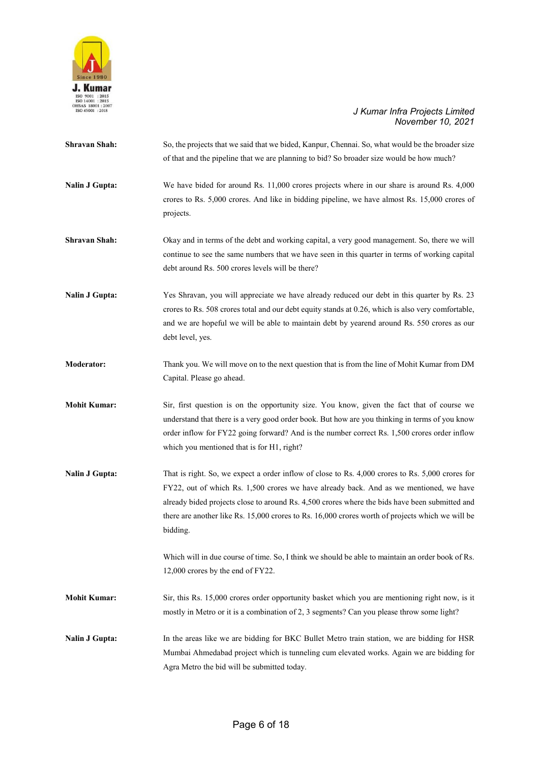**Shravan Shah:** So, the projects that we said that we bided, Kanpur, Chennai. So, what would be the broader size of that and the pipeline that we are planning to bid? So broader size would be how much?

**Nalin J Gupta:** We have bided for around Rs. 11,000 crores projects where in our share is around Rs. 4,000 crores to Rs. 5,000 crores. And like in bidding pipeline, we have almost Rs. 15,000 crores of projects.

**Shravan Shah:** Okay and in terms of the debt and working capital, a very good management. So, there we will continue to see the same numbers that we have seen in this quarter in terms of working capital debt around Rs. 500 crores levels will be there?

**Nalin J Gupta:** Yes Shravan, you will appreciate we have already reduced our debt in this quarter by Rs. 23 crores to Rs. 508 crores total and our debt equity stands at 0.26, which is also very comfortable, and we are hopeful we will be able to maintain debt by yearend around Rs. 550 crores as our debt level, yes.

**Moderator:** Thank you. We will move on to the next question that is from the line of Mohit Kumar from DM Capital. Please go ahead.

**Mohit Kumar:** Sir, first question is on the opportunity size. You know, given the fact that of course we understand that there is a very good order book. But how are you thinking in terms of you know order inflow for FY22 going forward? And is the number correct Rs. 1,500 crores order inflow which you mentioned that is for H1, right?

**Nalin J Gupta:** That is right. So, we expect a order inflow of close to Rs. 4,000 crores to Rs. 5,000 crores for FY22, out of which Rs. 1,500 crores we have already back. And as we mentioned, we have already bided projects close to around Rs. 4,500 crores where the bids have been submitted and there are another like Rs. 15,000 crores to Rs. 16,000 crores worth of projects which we will be bidding.

Which will in due course of time. So, I think we should be able to maintain an order book of Rs. 12,000 crores by the end of FY22.

**Mohit Kumar:** Sir, this Rs. 15,000 crores order opportunity basket which you are mentioning right now, is it mostly in Metro or it is a combination of 2, 3 segments? Can you please throw some light?

**Nalin J Gupta:** In the areas like we are bidding for BKC Bullet Metro train station, we are bidding for HSR Mumbai Ahmedabad project which is tunneling cum elevated works. Again we are bidding for Agra Metro the bid will be submitted today.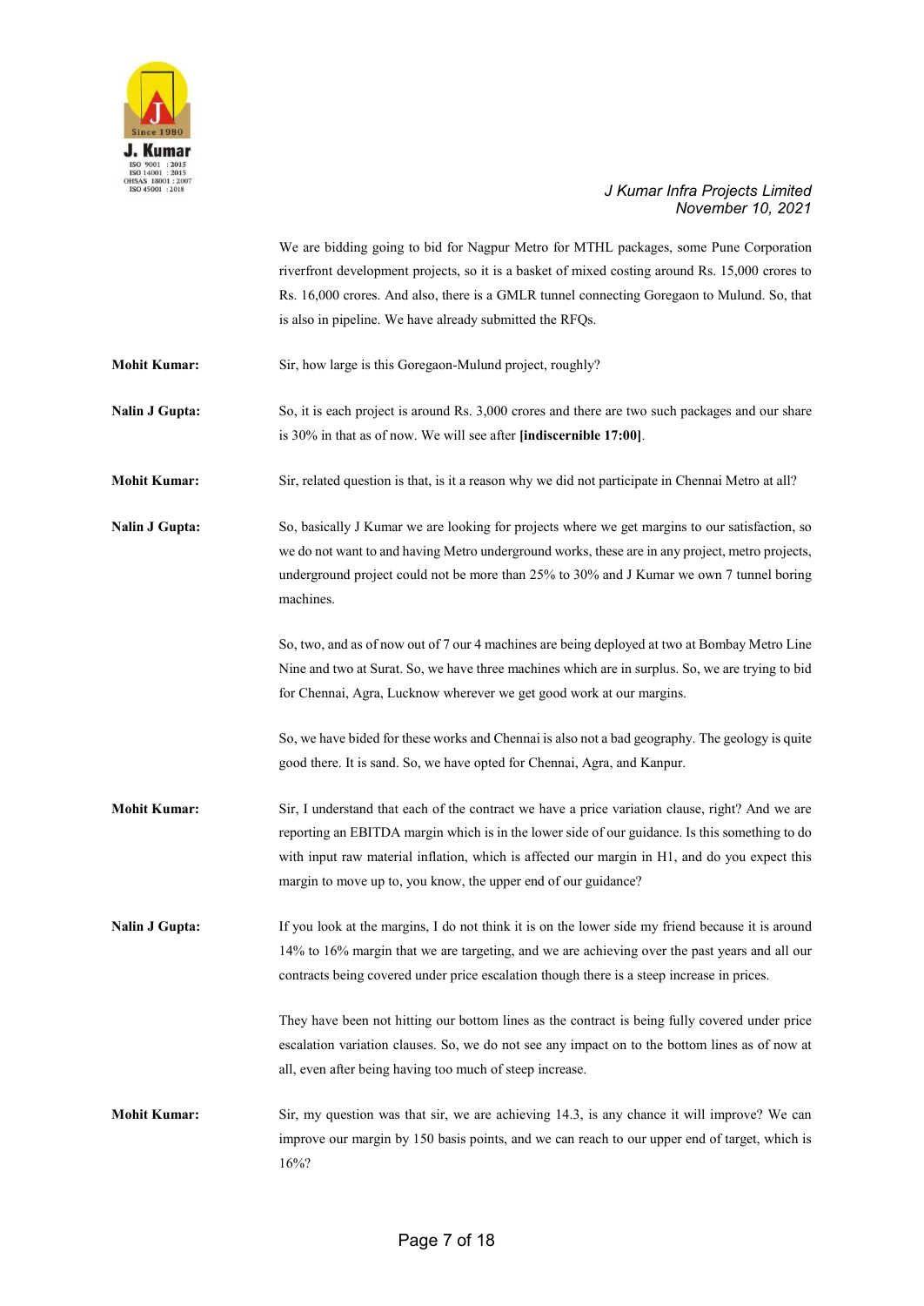We are bidding going to bid for Nagpur Metro for MTHL packages, some Pune Corporation riverfront development projects, so it is a basket of mixed costing around Rs. 15,000 crores to Rs. 16,000 crores. And also, there is a GMLR tunnel connecting Goregaon to Mulund. So, that is also in pipeline. We have already submitted the RFQs.

**Mohit Kumar:** Sir, how large is this Goregaon-Mulund project, roughly?

**Nalin J Gupta:** So, it is each project is around Rs. 3,000 crores and there are two such packages and our share is 30% in that as of now. We will see after **[indiscernible 17:00]**.

**Mohit Kumar:** Sir, related question is that, is it a reason why we did not participate in Chennai Metro at all?

**Nalin J Gupta:** So, basically J Kumar we are looking for projects where we get margins to our satisfaction, so we do not want to and having Metro underground works, these are in any project, metro projects, underground project could not be more than 25% to 30% and J Kumar we own 7 tunnel boring machines.

So, two, and as of now out of 7 our 4 machines are being deployed at two at Bombay Metro Line Nine and two at Surat. So, we have three machines which are in surplus. So, we are trying to bid for Chennai, Agra, Lucknow wherever we get good work at our margins.

So, we have bided for these works and Chennai is also not a bad geography. The geology is quite good there. It is sand. So, we have opted for Chennai, Agra, and Kanpur.

**Mohit Kumar:** Sir, I understand that each of the contract we have a price variation clause, right? And we are reporting an EBITDA margin which is in the lower side of our guidance. Is this something to do with input raw material inflation, which is affected our margin in H1, and do you expect this margin to move up to, you know, the upper end of our guidance?

**Nalin J Gupta:** If you look at the margins, I do not think it is on the lower side my friend because it is around 14% to 16% margin that we are targeting, and we are achieving over the past years and all our contracts being covered under price escalation though there is a steep increase in prices.

They have been not hitting our bottom lines as the contract is being fully covered under price escalation variation clauses. So, we do not see any impact on to the bottom lines as of now at all, even after being having too much of steep increase.

**Mohit Kumar:** Sir, my question was that sir, we are achieving 14.3, is any chance it will improve? We can improve our margin by 150 basis points, and we can reach to our upper end of target, which is 16%?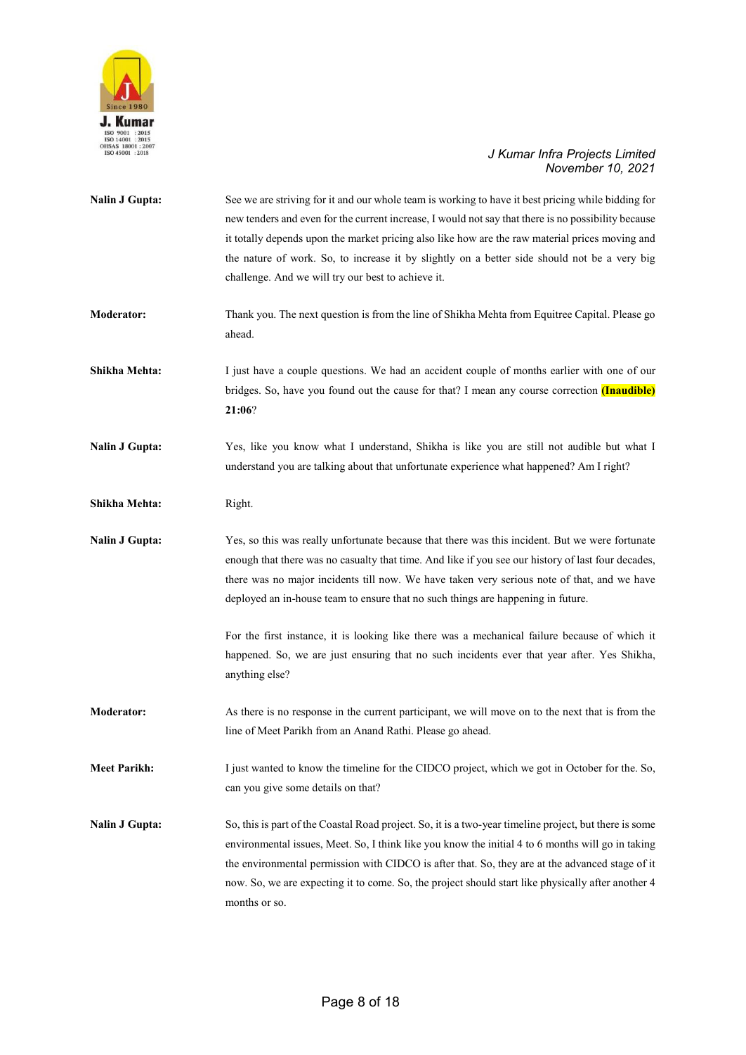**Nalin J Gupta:** See we are striving for it and our whole team is working to have it best pricing while bidding for new tenders and even for the current increase, I would not say that there is no possibility because it totally depends upon the market pricing also like how are the raw material prices moving and the nature of work. So, to increase it by slightly on a better side should not be a very big challenge. And we will try our best to achieve it.

**Moderator:** Thank you. The next question is from the line of Shikha Mehta from Equitree Capital. Please go ahead.

**Shikha Mehta:** I just have a couple questions. We had an accident couple of months earlier with one of our bridges. So, have you found out the cause for that? I mean any course correction **(Inaudible) 21:06**?

**Nalin J Gupta:** Yes, like you know what I understand, Shikha is like you are still not audible but what I understand you are talking about that unfortunate experience what happened? Am I right?

**Shikha Mehta:** Right.

**Nalin J Gupta:** Yes, so this was really unfortunate because that there was this incident. But we were fortunate enough that there was no casualty that time. And like if you see our history of last four decades, there was no major incidents till now. We have taken very serious note of that, and we have deployed an in-house team to ensure that no such things are happening in future.

For the first instance, it is looking like there was a mechanical failure because of which it happened. So, we are just ensuring that no such incidents ever that year after. Yes Shikha, anything else?

**Moderator:** As there is no response in the current participant, we will move on to the next that is from the line of Meet Parikh from an Anand Rathi. Please go ahead.

**Meet Parikh:** I just wanted to know the timeline for the CIDCO project, which we got in October for the. So, can you give some details on that?

**Nalin J Gupta:** So, this is part of the Coastal Road project. So, it is a two-year timeline project, but there is some environmental issues, Meet. So, I think like you know the initial 4 to 6 months will go in taking the environmental permission with CIDCO is after that. So, they are at the advanced stage of it now. So, we are expecting it to come. So, the project should start like physically after another 4 months or so.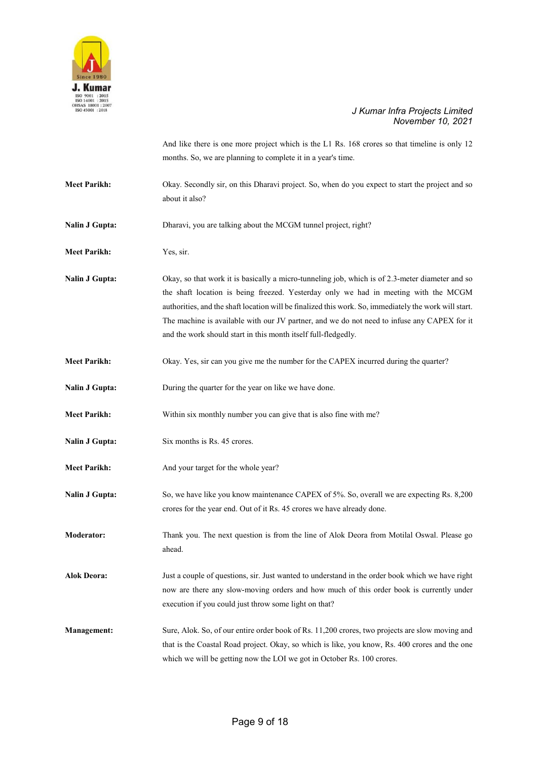And like there is one more project which is the L1 Rs. 168 crores so that timeline is only 12 months. So, we are planning to complete it in a year's time.

**Meet Parikh:** Okay. Secondly sir, on this Dharavi project. So, when do you expect to start the project and so about it also?

**Nalin J Gupta:** Dharavi, you are talking about the MCGM tunnel project, right?

**Meet Parikh:** Yes, sir.

**Nalin J Gupta:** Okay, so that work it is basically a micro-tunneling job, which is of 2.3-meter diameter and so the shaft location is being freezed. Yesterday only we had in meeting with the MCGM authorities, and the shaft location will be finalized this work. So, immediately the work will start. The machine is available with our JV partner, and we do not need to infuse any CAPEX for it and the work should start in this month itself full-fledgedly.

**Meet Parikh:** Okay. Yes, sir can you give me the number for the CAPEX incurred during the quarter?

**Nalin J Gupta:** During the quarter for the year on like we have done.

**Meet Parikh:** Within six monthly number you can give that is also fine with me?

**Nalin J Gupta:** Six months is Rs. 45 crores.

**Meet Parikh:** And your target for the whole year?

**Nalin J Gupta:** So, we have like you know maintenance CAPEX of 5%. So, overall we are expecting Rs. 8,200 crores for the year end. Out of it Rs. 45 crores we have already done.

**Moderator:** Thank you. The next question is from the line of Alok Deora from Motilal Oswal. Please go ahead.

**Alok Deora:** Just a couple of questions, sir. Just wanted to understand in the order book which we have right now are there any slow-moving orders and how much of this order book is currently under execution if you could just throw some light on that?

**Management:** Sure, Alok. So, of our entire order book of Rs. 11,200 crores, two projects are slow moving and that is the Coastal Road project. Okay, so which is like, you know, Rs. 400 crores and the one which we will be getting now the LOI we got in October Rs. 100 crores.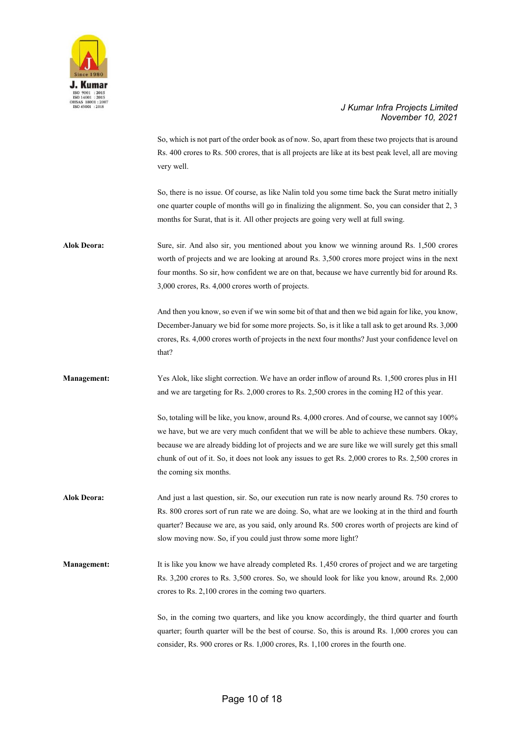So, which is not part of the order book as of now. So, apart from these two projects that is around Rs. 400 crores to Rs. 500 crores, that is all projects are like at its best peak level, all are moving very well.

So, there is no issue. Of course, as like Nalin told you some time back the Surat metro initially one quarter couple of months will go in finalizing the alignment. So, you can consider that 2, 3 months for Surat, that is it. All other projects are going very well at full swing.

**Alok Deora:** Sure, sir. And also sir, you mentioned about you know we winning around Rs. 1,500 crores worth of projects and we are looking at around Rs. 3,500 crores more project wins in the next four months. So sir, how confident we are on that, because we have currently bid for around Rs. 3,000 crores, Rs. 4,000 crores worth of projects.

And then you know, so even if we win some bit of that and then we bid again for like, you know, December-January we bid for some more projects. So, is it like a tall ask to get around Rs. 3,000 crores, Rs. 4,000 crores worth of projects in the next four months? Just your confidence level on that?

**Management:** Yes Alok, like slight correction. We have an order inflow of around Rs. 1,500 crores plus in H1 and we are targeting for Rs. 2,000 crores to Rs. 2,500 crores in the coming H2 of this year.

So, totaling will be like, you know, around Rs. 4,000 crores. And of course, we cannot say 100% we have, but we are very much confident that we will be able to achieve these numbers. Okay, because we are already bidding lot of projects and we are sure like we will surely get this small chunk of out of it. So, it does not look any issues to get Rs. 2,000 crores to Rs. 2,500 crores in the coming six months.

**Alok Deora:** And just a last question, sir. So, our execution run rate is now nearly around Rs. 750 crores to Rs. 800 crores sort of run rate we are doing. So, what are we looking at in the third and fourth quarter? Because we are, as you said, only around Rs. 500 crores worth of projects are kind of slow moving now. So, if you could just throw some more light?

**Management:** It is like you know we have already completed Rs. 1,450 crores of project and we are targeting Rs. 3,200 crores to Rs. 3,500 crores. So, we should look for like you know, around Rs. 2,000 crores to Rs. 2,100 crores in the coming two quarters.

So, in the coming two quarters, and like you know accordingly, the third quarter and fourth quarter; fourth quarter will be the best of course. So, this is around Rs. 1,000 crores you can consider, Rs. 900 crores or Rs. 1,000 crores, Rs. 1,100 crores in the fourth one.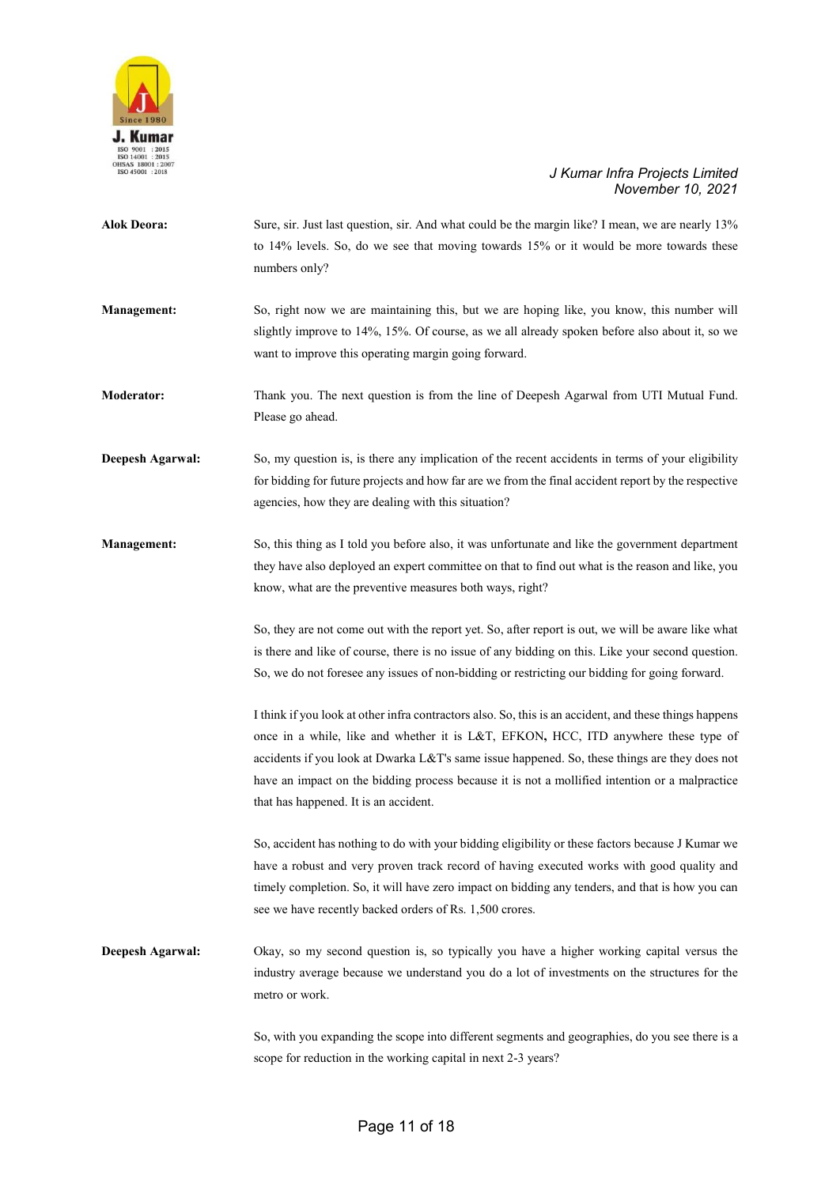**Alok Deora:** Sure, sir. Just last question, sir. And what could be the margin like? I mean, we are nearly 13% to 14% levels. So, do we see that moving towards 15% or it would be more towards these numbers only?

**Management:** So, right now we are maintaining this, but we are hoping like, you know, this number will slightly improve to 14%, 15%. Of course, as we all already spoken before also about it, so we want to improve this operating margin going forward.

**Moderator:** Thank you. The next question is from the line of Deepesh Agarwal from UTI Mutual Fund. Please go ahead.

**Deepesh Agarwal:** So, my question is, is there any implication of the recent accidents in terms of your eligibility for bidding for future projects and how far are we from the final accident report by the respective agencies, how they are dealing with this situation?

**Management:** So, this thing as I told you before also, it was unfortunate and like the government department they have also deployed an expert committee on that to find out what is the reason and like, you know, what are the preventive measures both ways, right?

So, they are not come out with the report yet. So, after report is out, we will be aware like what is there and like of course, there is no issue of any bidding on this. Like your second question. So, we do not foresee any issues of non-bidding or restricting our bidding for going forward.

I think if you look at other infra contractors also. So, this is an accident, and these things happens once in a while, like and whether it is L&T, EFKON**,** HCC, ITD anywhere these type of accidents if you look at Dwarka L&T's same issue happened. So, these things are they does not have an impact on the bidding process because it is not a mollified intention or a malpractice that has happened. It is an accident.

So, accident has nothing to do with your bidding eligibility or these factors because J Kumar we have a robust and very proven track record of having executed works with good quality and timely completion. So, it will have zero impact on bidding any tenders, and that is how you can see we have recently backed orders of Rs. 1,500 crores.

**Deepesh Agarwal:** Okay, so my second question is, so typically you have a higher working capital versus the industry average because we understand you do a lot of investments on the structures for the metro or work.

So, with you expanding the scope into different segments and geographies, do you see there is a scope for reduction in the working capital in next 2-3 years?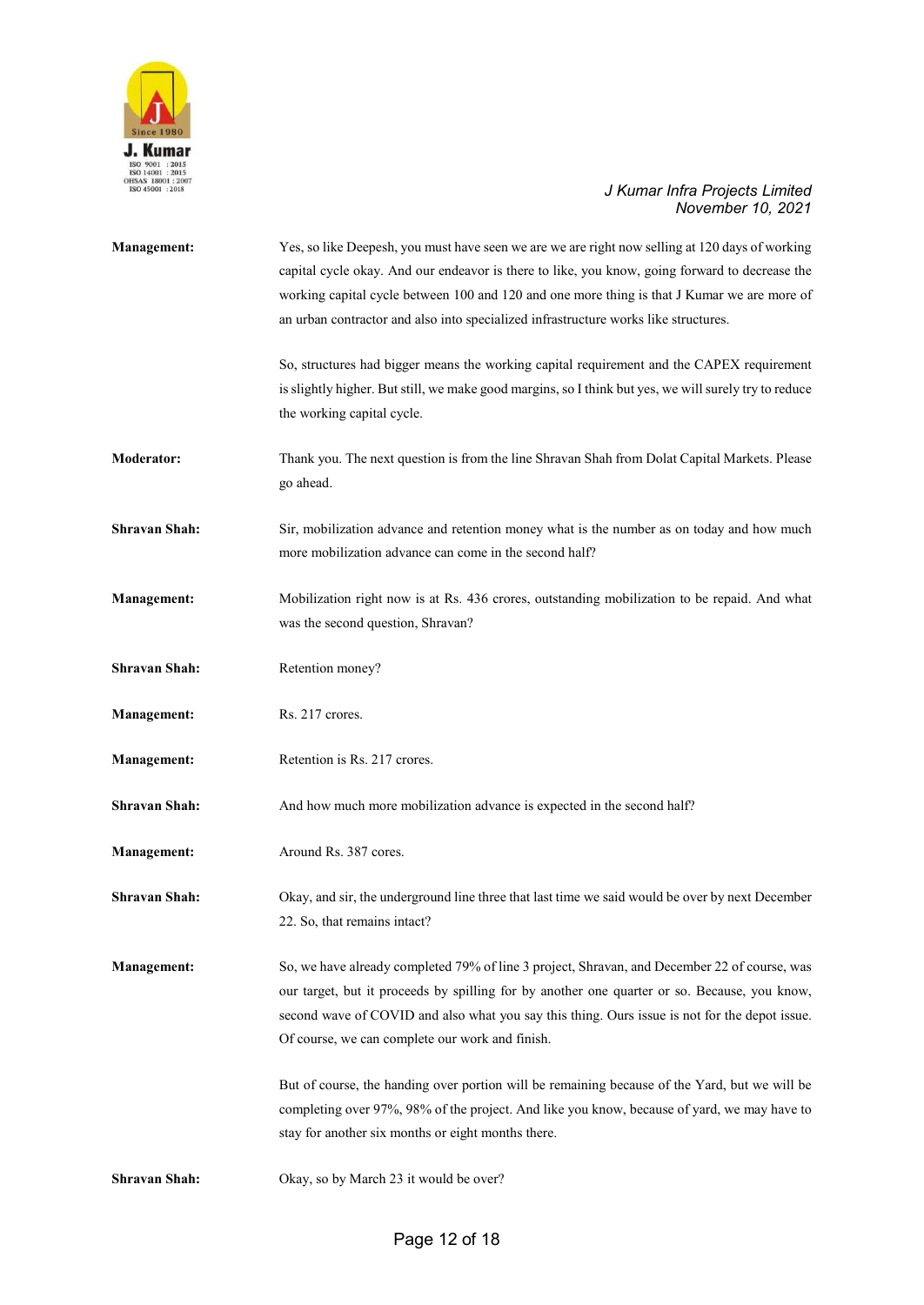**Management:** Yes, so like Deepesh, you must have seen we are we are right now selling at 120 days of working capital cycle okay. And our endeavor is there to like, you know, going forward to decrease the working capital cycle between 100 and 120 and one more thing is that J Kumar we are more of an urban contractor and also into specialized infrastructure works like structures.

So, structures had bigger means the working capital requirement and the CAPEX requirement is slightly higher. But still, we make good margins, so I think but yes, we will surely try to reduce the working capital cycle.

**Moderator:** Thank you. The next question is from the line Shravan Shah from Dolat Capital Markets. Please go ahead.

**Shravan Shah:** Sir, mobilization advance and retention money what is the number as on today and how much more mobilization advance can come in the second half?

**Management:** Mobilization right now is at Rs. 436 crores, outstanding mobilization to be repaid. And what was the second question, Shravan?

**Shravan Shah:** Retention money?

**Management:** Rs. 217 crores.

**Management:** Retention is Rs. 217 crores.

**Shravan Shah:** And how much more mobilization advance is expected in the second half?

**Management:** Around Rs. 387 cores.

**Shravan Shah:** Okay, and sir, the underground line three that last time we said would be over by next December 22. So, that remains intact?

**Management:** So, we have already completed 79% of line 3 project, Shravan, and December 22 of course, was our target, but it proceeds by spilling for by another one quarter or so. Because, you know, second wave of COVID and also what you say this thing. Ours issue is not for the depot issue. Of course, we can complete our work and finish.

But of course, the handing over portion will be remaining because of the Yard, but we will be completing over 97%, 98% of the project. And like you know, because of yard, we may have to stay for another six months or eight months there.

**Shravan Shah:** Okay, so by March 23 it would be over?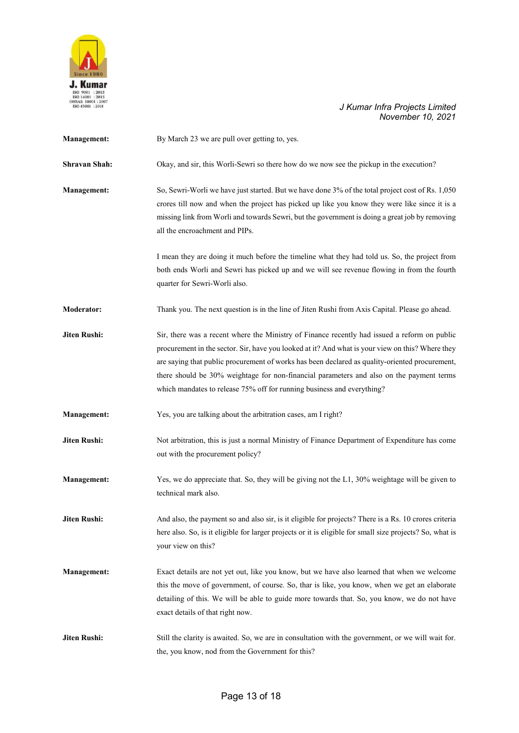**Management:** By March 23 we are pull over getting to, yes.

**Shravan Shah:** Okay, and sir, this Worli-Sewri so there how do we now see the pickup in the execution?

**Management:** So, Sewri-Worli we have just started. But we have done 3% of the total project cost of Rs. 1,050 crores till now and when the project has picked up like you know they were like since it is a missing link from Worli and towards Sewri, but the government is doing a great job by removing all the encroachment and PIPs.

I mean they are doing it much before the timeline what they had told us. So, the project from both ends Worli and Sewri has picked up and we will see revenue flowing in from the fourth quarter for Sewri-Worli also.

**Moderator:** Thank you. The next question is in the line of Jiten Rushi from Axis Capital. Please go ahead.

**Jiten Rushi:** Sir, there was a recent where the Ministry of Finance recently had issued a reform on public procurement in the sector. Sir, have you looked at it? And what is your view on this? Where they are saying that public procurement of works has been declared as quality-oriented procurement, there should be 30% weightage for non-financial parameters and also on the payment terms which mandates to release 75% off for running business and everything?

**Management:** Yes, you are talking about the arbitration cases, am I right?

**Jiten Rushi:** Not arbitration, this is just a normal Ministry of Finance Department of Expenditure has come out with the procurement policy?

**Management:** Yes, we do appreciate that. So, they will be giving not the L1, 30% weightage will be given to technical mark also.

**Jiten Rushi:** And also, the payment so and also sir, is it eligible for projects? There is a Rs. 10 crores criteria here also. So, is it eligible for larger projects or it is eligible for small size projects? So, what is your view on this?

**Management:** Exact details are not yet out, like you know, but we have also learned that when we welcome this the move of government, of course. So, thar is like, you know, when we get an elaborate detailing of this. We will be able to guide more towards that. So, you know, we do not have exact details of that right now.

**Jiten Rushi:** Still the clarity is awaited. So, we are in consultation with the government, or we will wait for. the, you know, nod from the Government for this?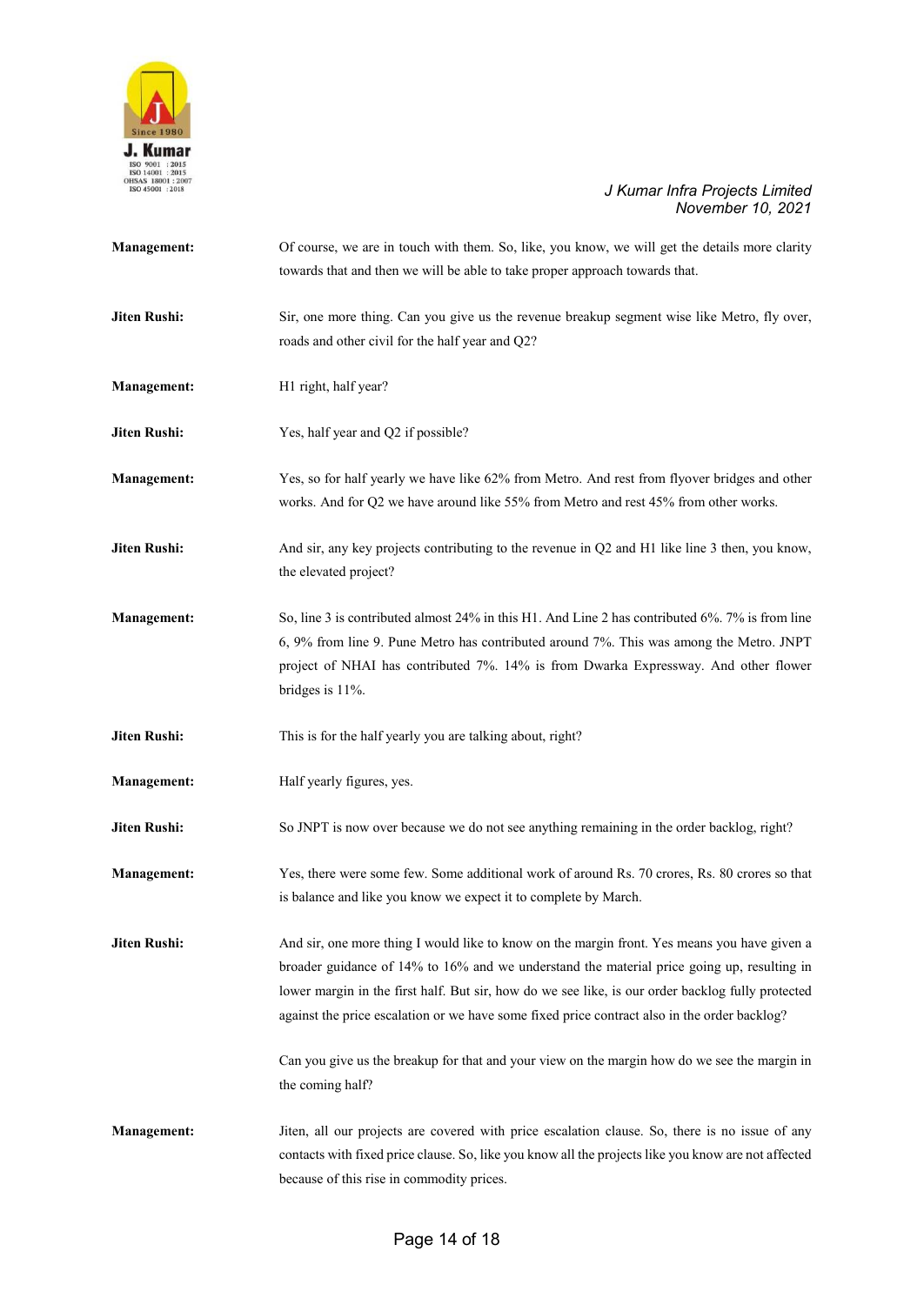**Management:** Of course, we are in touch with them. So, like, you know, we will get the details more clarity towards that and then we will be able to take proper approach towards that.

**Jiten Rushi:** Sir, one more thing. Can you give us the revenue breakup segment wise like Metro, fly over, roads and other civil for the half year and Q2?

**Management:** H1 right, half year?

**Jiten Rushi:** Yes, half year and Q2 if possible?

**Management:** Yes, so for half yearly we have like 62% from Metro. And rest from flyover bridges and other works. And for Q2 we have around like 55% from Metro and rest 45% from other works.

**Jiten Rushi:** And sir, any key projects contributing to the revenue in Q2 and H1 like line 3 then, you know, the elevated project?

**Management:** So, line 3 is contributed almost 24% in this H1. And Line 2 has contributed 6%. 7% is from line 6, 9% from line 9. Pune Metro has contributed around 7%. This was among the Metro. JNPT project of NHAI has contributed 7%. 14% is from Dwarka Expressway. And other flower bridges is 11%.

**Jiten Rushi:** This is for the half yearly you are talking about, right?

**Management:** Half yearly figures, yes.

**Jiten Rushi:** So JNPT is now over because we do not see anything remaining in the order backlog, right?

**Management:** Yes, there were some few. Some additional work of around Rs. 70 crores, Rs. 80 crores so that is balance and like you know we expect it to complete by March.

**Jiten Rushi:** And sir, one more thing I would like to know on the margin front. Yes means you have given a broader guidance of 14% to 16% and we understand the material price going up, resulting in lower margin in the first half. But sir, how do we see like, is our order backlog fully protected against the price escalation or we have some fixed price contract also in the order backlog?

Can you give us the breakup for that and your view on the margin how do we see the margin in the coming half?

**Management:** Jiten, all our projects are covered with price escalation clause. So, there is no issue of any contacts with fixed price clause. So, like you know all the projects like you know are not affected because of this rise in commodity prices.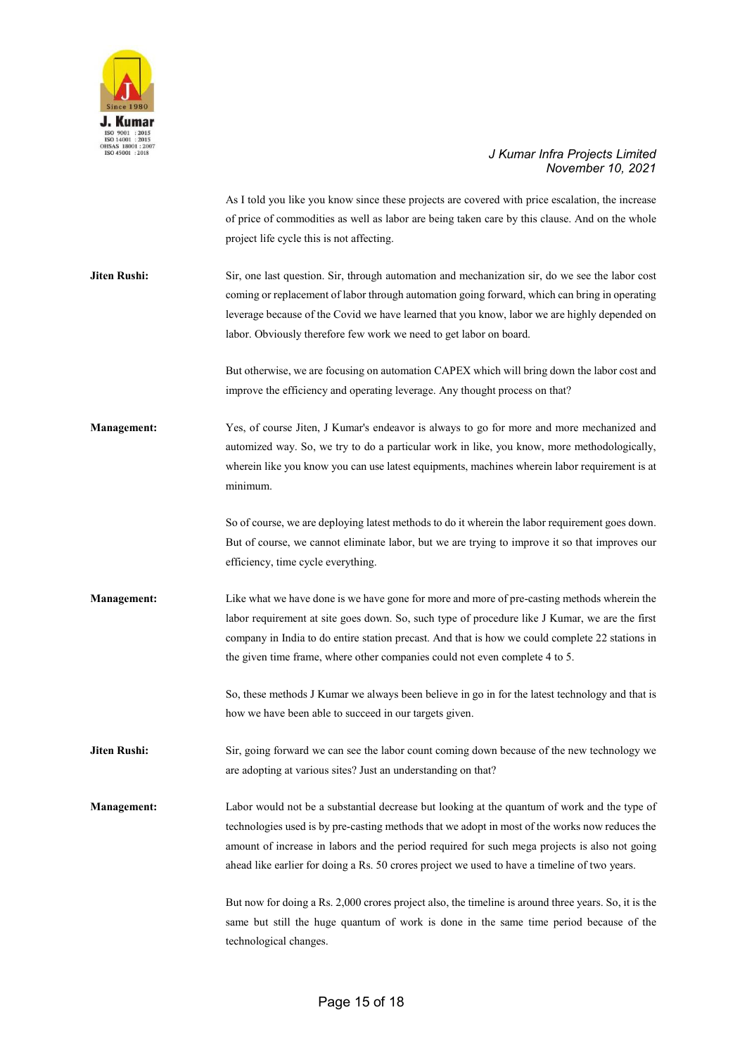As I told you like you know since these projects are covered with price escalation, the increase of price of commodities as well as labor are being taken care by this clause. And on the whole project life cycle this is not affecting.

**Jiten Rushi:** Sir, one last question. Sir, through automation and mechanization sir, do we see the labor cost coming or replacement of labor through automation going forward, which can bring in operating leverage because of the Covid we have learned that you know, labor we are highly depended on labor. Obviously therefore few work we need to get labor on board.

But otherwise, we are focusing on automation CAPEX which will bring down the labor cost and improve the efficiency and operating leverage. Any thought process on that?

**Management:** Yes, of course Jiten, J Kumar's endeavor is always to go for more and more mechanized and automized way. So, we try to do a particular work in like, you know, more methodologically, wherein like you know you can use latest equipments, machines wherein labor requirement is at minimum.

So of course, we are deploying latest methods to do it wherein the labor requirement goes down. But of course, we cannot eliminate labor, but we are trying to improve it so that improves our efficiency, time cycle everything.

**Management:** Like what we have done is we have gone for more and more of pre-casting methods wherein the labor requirement at site goes down. So, such type of procedure like J Kumar, we are the first company in India to do entire station precast. And that is how we could complete 22 stations in the given time frame, where other companies could not even complete 4 to 5.

So, these methods J Kumar we always been believe in go in for the latest technology and that is how we have been able to succeed in our targets given.

**Jiten Rushi:** Sir, going forward we can see the labor count coming down because of the new technology we are adopting at various sites? Just an understanding on that?

**Management:** Labor would not be a substantial decrease but looking at the quantum of work and the type of technologies used is by pre-casting methods that we adopt in most of the works now reduces the amount of increase in labors and the period required for such mega projects is also not going ahead like earlier for doing a Rs. 50 crores project we used to have a timeline of two years.

But now for doing a Rs. 2,000 crores project also, the timeline is around three years. So, it is the same but still the huge quantum of work is done in the same time period because of the technological changes.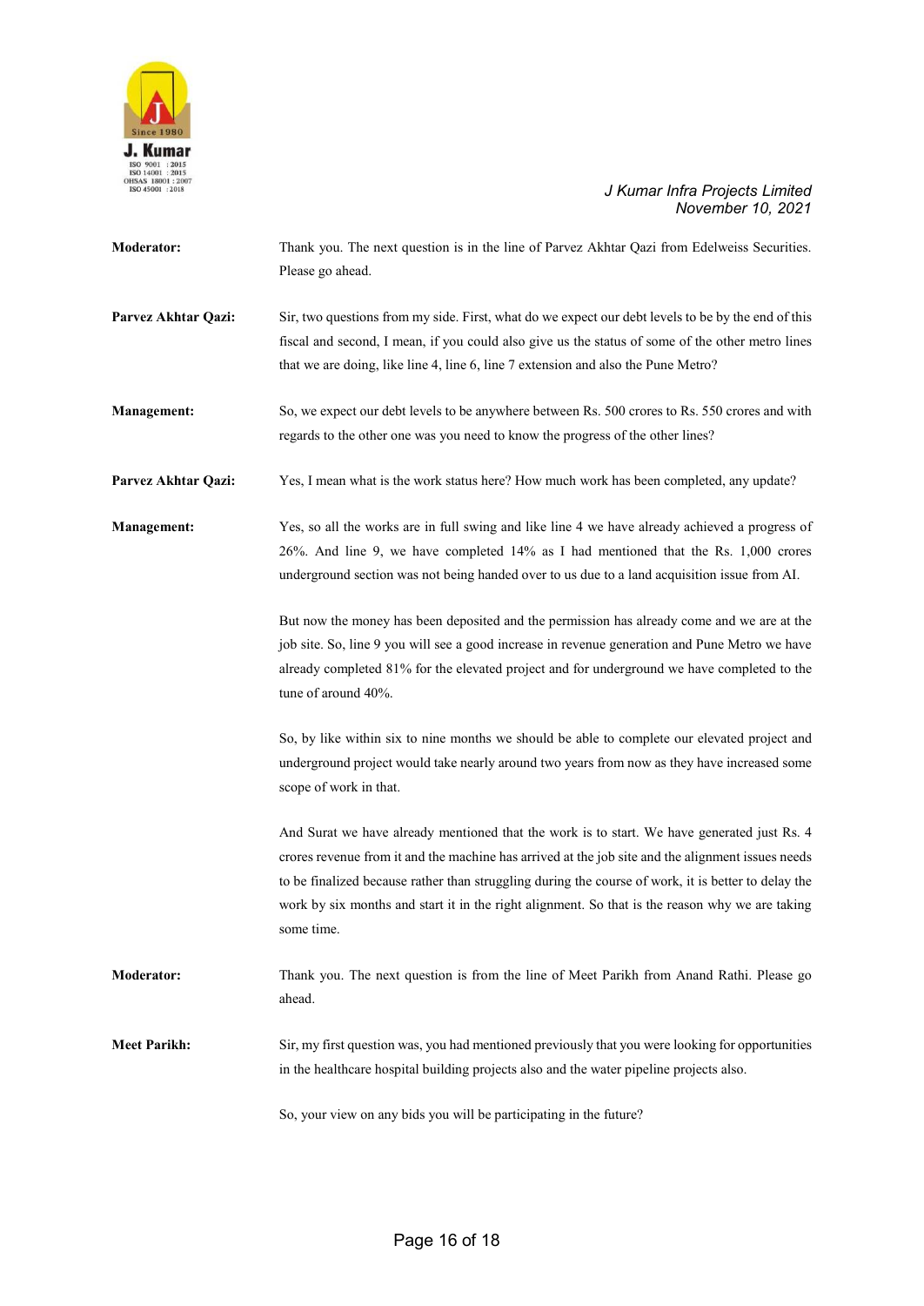**Moderator:** Thank you. The next question is in the line of Parvez Akhtar Qazi from Edelweiss Securities. Please go ahead.

**Parvez Akhtar Qazi:** Sir, two questions from my side. First, what do we expect our debt levels to be by the end of this fiscal and second, I mean, if you could also give us the status of some of the other metro lines that we are doing, like line 4, line 6, line 7 extension and also the Pune Metro?

**Management:** So, we expect our debt levels to be anywhere between Rs. 500 crores to Rs. 550 crores and with regards to the other one was you need to know the progress of the other lines?

**Parvez Akhtar Qazi:** Yes, I mean what is the work status here? How much work has been completed, any update?

**Management:** Yes, so all the works are in full swing and like line 4 we have already achieved a progress of 26%. And line 9, we have completed 14% as I had mentioned that the Rs. 1,000 crores underground section was not being handed over to us due to a land acquisition issue from AI.

But now the money has been deposited and the permission has already come and we are at the job site. So, line 9 you will see a good increase in revenue generation and Pune Metro we have already completed 81% for the elevated project and for underground we have completed to the tune of around 40%.

So, by like within six to nine months we should be able to complete our elevated project and underground project would take nearly around two years from now as they have increased some scope of work in that.

And Surat we have already mentioned that the work is to start. We have generated just Rs. 4 crores revenue from it and the machine has arrived at the job site and the alignment issues needs to be finalized because rather than struggling during the course of work, it is better to delay the work by six months and start it in the right alignment. So that is the reason why we are taking some time.

**Moderator:** Thank you. The next question is from the line of Meet Parikh from Anand Rathi. Please go ahead.

**Meet Parikh:** Sir, my first question was, you had mentioned previously that you were looking for opportunities in the healthcare hospital building projects also and the water pipeline projects also.

So, your view on any bids you will be participating in the future?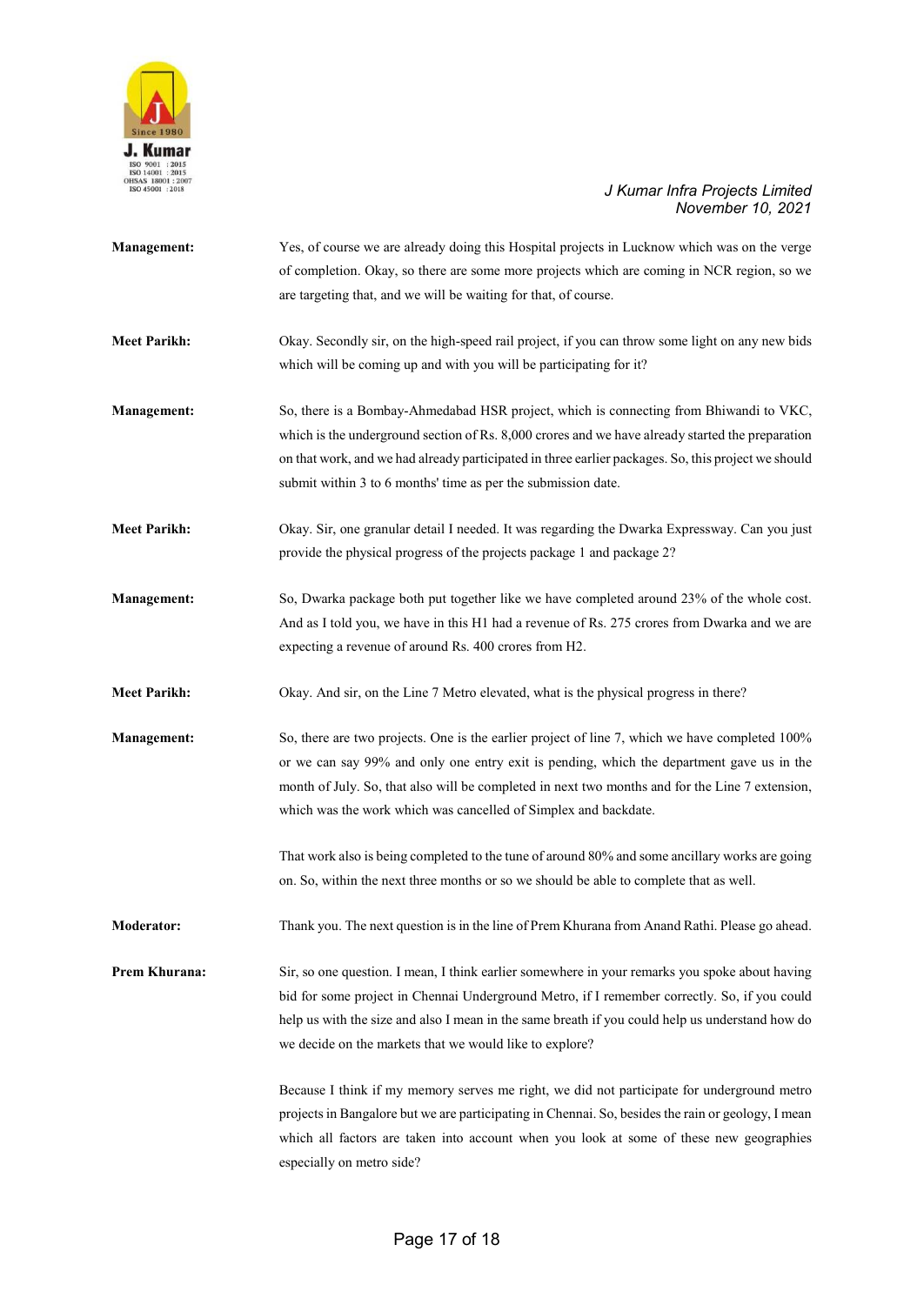**Management:** Yes, of course we are already doing this Hospital projects in Lucknow which was on the verge of completion. Okay, so there are some more projects which are coming in NCR region, so we are targeting that, and we will be waiting for that, of course.

**Meet Parikh:** Okay. Secondly sir, on the high-speed rail project, if you can throw some light on any new bids which will be coming up and with you will be participating for it?

**Management:** So, there is a Bombay-Ahmedabad HSR project, which is connecting from Bhiwandi to VKC, which is the underground section of Rs. 8,000 crores and we have already started the preparation on that work, and we had already participated in three earlier packages. So, this project we should submit within 3 to 6 months' time as per the submission date.

**Meet Parikh:** Okay. Sir, one granular detail I needed. It was regarding the Dwarka Expressway. Can you just provide the physical progress of the projects package 1 and package 2?

**Management:** So, Dwarka package both put together like we have completed around 23% of the whole cost. And as I told you, we have in this H1 had a revenue of Rs. 275 crores from Dwarka and we are expecting a revenue of around Rs. 400 crores from H2.

**Meet Parikh:** Okay. And sir, on the Line 7 Metro elevated, what is the physical progress in there?

**Management:** So, there are two projects. One is the earlier project of line 7, which we have completed 100% or we can say 99% and only one entry exit is pending, which the department gave us in the month of July. So, that also will be completed in next two months and for the Line 7 extension, which was the work which was cancelled of Simplex and backdate.

That work also is being completed to the tune of around 80% and some ancillary works are going on. So, within the next three months or so we should be able to complete that as well.

**Moderator:** Thank you. The next question is in the line of Prem Khurana from Anand Rathi. Please go ahead.

**Prem Khurana:** Sir, so one question. I mean, I think earlier somewhere in your remarks you spoke about having bid for some project in Chennai Underground Metro, if I remember correctly. So, if you could help us with the size and also I mean in the same breath if you could help us understand how do we decide on the markets that we would like to explore?

Because I think if my memory serves me right, we did not participate for underground metro projects in Bangalore but we are participating in Chennai. So, besides the rain or geology, I mean which all factors are taken into account when you look at some of these new geographies especially on metro side?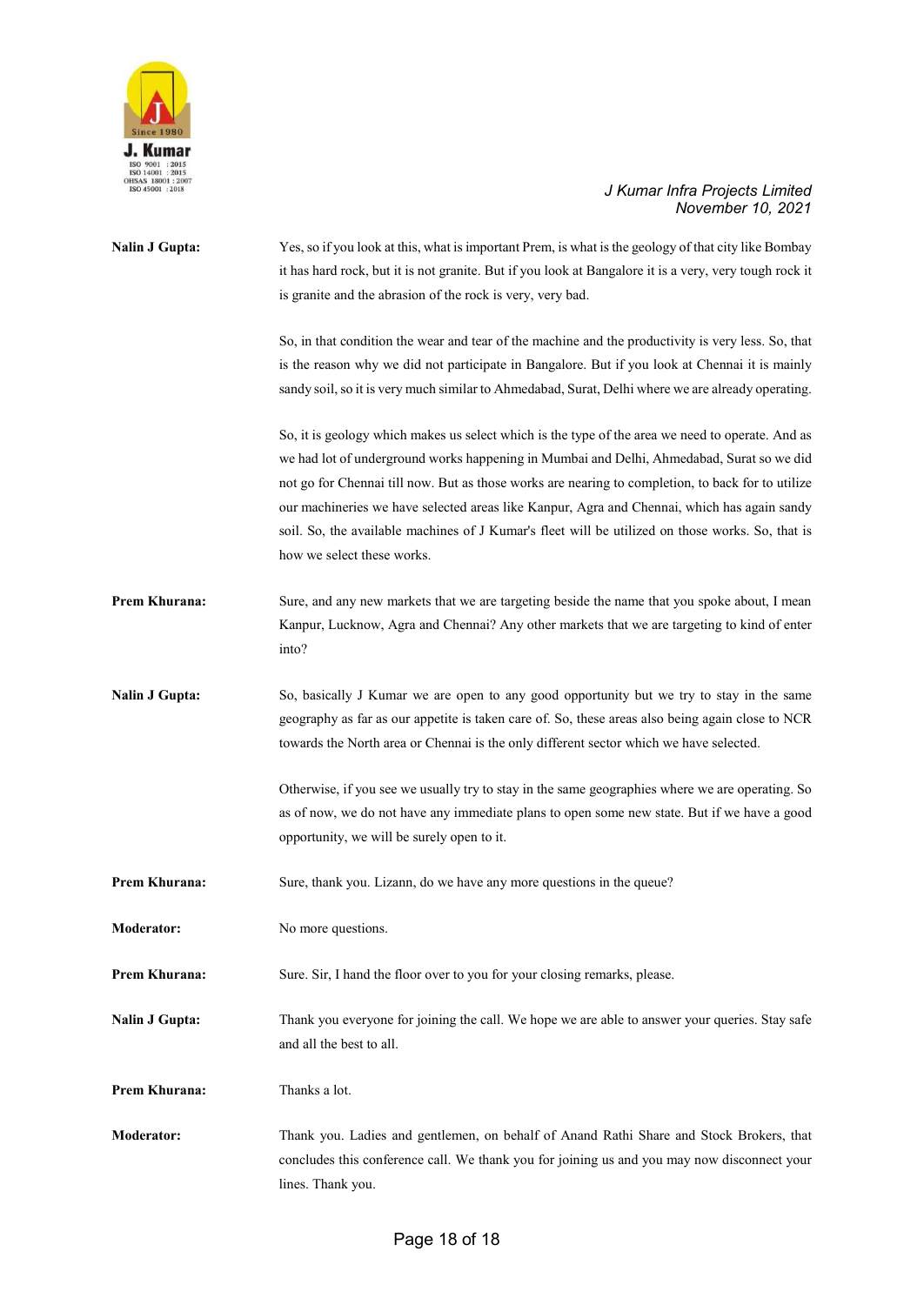**Nalin J Gupta:** Yes, so if you look at this, what is important Prem, is what is the geology of that city like Bombay it has hard rock, but it is not granite. But if you look at Bangalore it is a very, very tough rock it is granite and the abrasion of the rock is very, very bad.

So, in that condition the wear and tear of the machine and the productivity is very less. So, that is the reason why we did not participate in Bangalore. But if you look at Chennai it is mainly sandy soil, so it is very much similar to Ahmedabad, Surat, Delhi where we are already operating.

So, it is geology which makes us select which is the type of the area we need to operate. And as we had lot of underground works happening in Mumbai and Delhi, Ahmedabad, Surat so we did not go for Chennai till now. But as those works are nearing to completion, to back for to utilize our machineries we have selected areas like Kanpur, Agra and Chennai, which has again sandy soil. So, the available machines of J Kumar's fleet will be utilized on those works. So, that is how we select these works.

**Prem Khurana:** Sure, and any new markets that we are targeting beside the name that you spoke about, I mean Kanpur, Lucknow, Agra and Chennai? Any other markets that we are targeting to kind of enter into?

**Nalin J Gupta:** So, basically J Kumar we are open to any good opportunity but we try to stay in the same geography as far as our appetite is taken care of. So, these areas also being again close to NCR towards the North area or Chennai is the only different sector which we have selected.

Otherwise, if you see we usually try to stay in the same geographies where we are operating. So as of now, we do not have any immediate plans to open some new state. But if we have a good opportunity, we will be surely open to it.

**Prem Khurana:** Sure, thank you. Lizann, do we have any more questions in the queue?

**Moderator:** No more questions.

**Prem Khurana:** Sure. Sir, I hand the floor over to you for your closing remarks, please.

**Nalin J Gupta:** Thank you everyone for joining the call. We hope we are able to answer your queries. Stay safe and all the best to all.

**Prem Khurana:** Thanks a lot.

**Moderator:** Thank you. Ladies and gentlemen, on behalf of Anand Rathi Share and Stock Brokers, that concludes this conference call. We thank you for joining us and you may now disconnect your lines. Thank you.